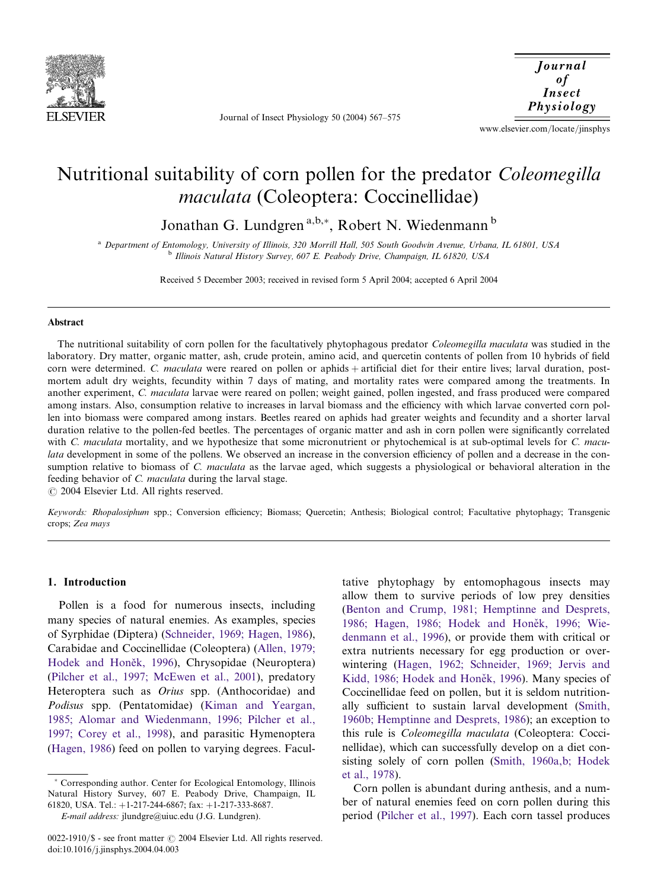# Nutritional suitability of corn pollen for the predator *Coleomegilla maculata* (Coleoptera: Coccinellidae)

Jonathan G. Lundgren [a,b,*], Robert N. Wiedenmann [b]

[a] Department of Entomology, University of Illinois, 320 Morrill Hall, 505 South Goodwin Avenue, Urbana, IL 61801, USA
[b] Illinois Natural History Survey, 607 E. Peabody Drive, Champaign, IL 61820, USA

Received 5 December 2003; received in revised form 5 April 2004; accepted 6 April 2004

## Abstract

The nutritional suitability of corn pollen for the facultatively phytophagous predator *Coleomegilla maculata* was studied in the laboratory. Dry matter, organic matter, ash, crude protein, amino acid, and quercetin contents of pollen from 10 hybrids of field corn were determined. *C. maculata* were reared on pollen or aphids + artificial diet for their entire lives; larval duration, post-mortem adult dry weights, fecundity within 7 days of mating, and mortality rates were compared among the treatments. In another experiment, *C. maculata* larvae were reared on pollen; weight gained, pollen ingested, and frass produced were compared among instars. Also, consumption relative to increases in larval biomass and the efficiency with which larvae converted corn pollen into biomass were compared among instars. Beetles reared on aphids had greater weights and fecundity and a shorter larval duration relative to the pollen-fed beetles. The percentages of organic matter and ash in corn pollen were significantly correlated with *C. maculata* mortality, and we hypothesize that some micronutrient or phytochemical is at sub-optimal levels for *C. maculata* development in some of the pollens. We observed an increase in the conversion efficiency of pollen and a decrease in the consumption relative to biomass of *C. maculata* as the larvae aged, which suggests a physiological or behavioral alteration in the feeding behavior of *C. maculata* during the larval stage.

© 2004 Elsevier Ltd. All rights reserved.

*Keywords:* *Rhopalosiphum* spp.; Conversion efficiency; Biomass; Quercetin; Anthesis; Biological control; Facultative phytophagy; Transgenic crops; *Zea mays*

## 1. Introduction

Pollen is a food for numerous insects, including many species of natural enemies. As examples, species of Syrphidae (Diptera) (Schneider, 1969; Hagen, 1986), Carabidae and Coccinellidae (Coleoptera) (Allen, 1979; Hodek and Honěk, 1996), Chrysopidae (Neuroptera) (Pilcher et al., 1997; McEwen et al., 2001), predatory Heteroptera such as *Orius* spp. (Anthocoridae) and *Podisus* spp. (Pentatomidae) (Kiman and Yeargan, 1985; Alomar and Wiedenmann, 1996; Pilcher et al., 1997; Corey et al., 1998), and parasitic Hymenoptera (Hagen, 1986) feed on pollen to varying degrees. Facultative phytophagy by entomophagous insects may allow them to survive periods of low prey densities (Benton and Crump, 1981; Hemptinne and Desprets, 1986; Hagen, 1986; Hodek and Honěk, 1996; Wiedenmann et al., 1996), or provide them with critical or extra nutrients necessary for egg production or overwintering (Hagen, 1962; Schneider, 1969; Jervis and Kidd, 1986; Hodek and Honěk, 1996). Many species of Coccinellidae feed on pollen, but it is seldom nutritionally sufficient to sustain larval development (Smith, 1960b; Hemptinne and Desprets, 1986); an exception to this rule is *Coleomegilla maculata* (Coleoptera: Coccinellidae), which can successfully develop on a diet consisting solely of corn pollen (Smith, 1960a,b; Hodek et al., 1978).

Corn pollen is abundant during anthesis, and a number of natural enemies feed on corn pollen during this period (Pilcher et al., 1997). Each corn tassel produces

---

\* Corresponding author. Center for Ecological Entomology, Illinois Natural History Survey, 607 E. Peabody Drive, Champaign, IL 61820, USA. Tel.: +1-217-244-6867; fax: +1-217-333-8687.

*E-mail address:* jlundgre@uiuc.edu (J.G. Lundgren).

0022-1910/$ - see front matter © 2004 Elsevier Ltd. All rights reserved.
doi:10.1016/j.jinsphys.2004.04.003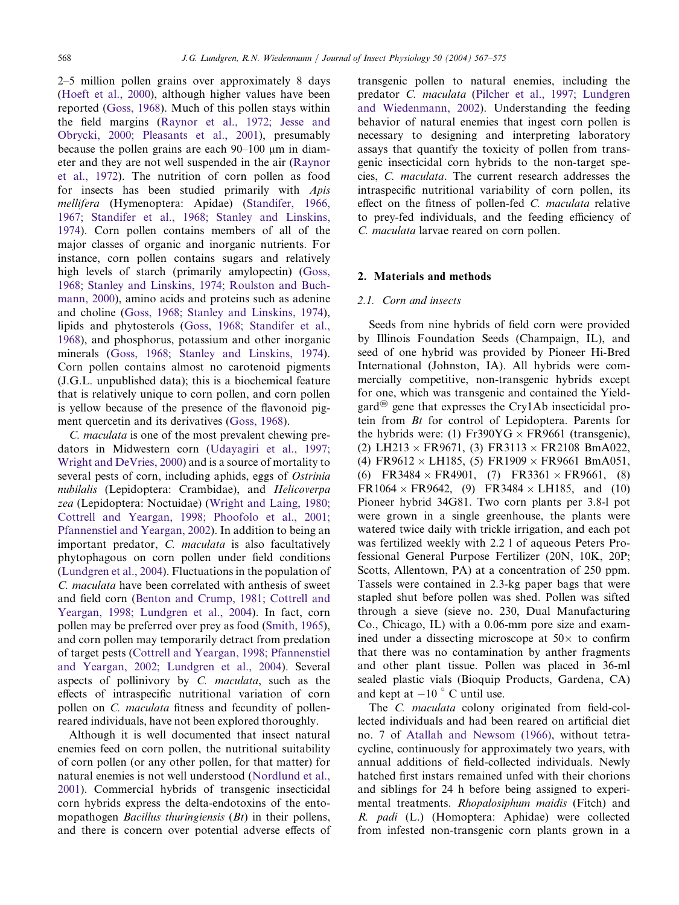2–5 million pollen grains over approximately 8 days (Hoeft et al., 2000), although higher values have been reported (Goss, 1968). Much of this pollen stays within the field margins (Raynor et al., 1972; Jesse and Obrycki, 2000; Pleasants et al., 2001), presumably because the pollen grains are each 90–100 μm in diameter and they are not well suspended in the air (Raynor et al., 1972). The nutrition of corn pollen as food for insects has been studied primarily with *Apis mellifera* (Hymenoptera: Apidae) (Standifer, 1966, 1967; Standifer et al., 1968; Stanley and Linskins, 1974). Corn pollen contains members of all of the major classes of organic and inorganic nutrients. For instance, corn pollen contains sugars and relatively high levels of starch (primarily amylopectin) (Goss, 1968; Stanley and Linskins, 1974; Roulston and Buchmann, 2000), amino acids and proteins such as adenine and choline (Goss, 1968; Stanley and Linskins, 1974), lipids and phytosterols (Goss, 1968; Standifer et al., 1968), and phosphorus, potassium and other inorganic minerals (Goss, 1968; Stanley and Linskins, 1974). Corn pollen contains almost no carotenoid pigments (J.G.L. unpublished data); this is a biochemical feature that is relatively unique to corn pollen, and corn pollen is yellow because of the presence of the flavonoid pigment quercetin and its derivatives (Goss, 1968).

*C. maculata* is one of the most prevalent chewing predators in Midwestern corn (Udayagiri et al., 1997; Wright and DeVries, 2000) and is a source of mortality to several pests of corn, including aphids, eggs of *Ostrinia nubilalis* (Lepidoptera: Crambidae), and *Helicoverpa zea* (Lepidoptera: Noctuidae) (Wright and Laing, 1980; Cottrell and Yeargan, 1998; Phoofolo et al., 2001; Pfannenstiel and Yeargan, 2002). In addition to being an important predator, *C. maculata* is also facultatively phytophagous on corn pollen under field conditions (Lundgren et al., 2004). Fluctuations in the population of *C. maculata* have been correlated with anthesis of sweet and field corn (Benton and Crump, 1981; Cottrell and Yeargan, 1998; Lundgren et al., 2004). In fact, corn pollen may be preferred over prey as food (Smith, 1965), and corn pollen may temporarily detract from predation of target pests (Cottrell and Yeargan, 1998; Pfannenstiel and Yeargan, 2002; Lundgren et al., 2004). Several aspects of pollinivory by *C. maculata*, such as the effects of intraspecific nutritional variation of corn pollen on *C. maculata* fitness and fecundity of pollen-reared individuals, have not been explored thoroughly.

Although it is well documented that insect natural enemies feed on corn pollen, the nutritional suitability of corn pollen (or any other pollen, for that matter) for natural enemies is not well understood (Nordlund et al., 2001). Commercial hybrids of transgenic insecticidal corn hybrids express the delta-endotoxins of the entomopathogen *Bacillus thuringiensis* (*Bt*) in their pollens, and there is concern over potential adverse effects of transgenic pollen to natural enemies, including the predator *C. maculata* (Pilcher et al., 1997; Lundgren and Wiedemann, 2002). Understanding the feeding behavior of natural enemies that ingest corn pollen is necessary to designing and interpreting laboratory assays that quantify the toxicity of pollen from transgenic insecticidal corn hybrids to the non-target species, *C. maculata*. The current research addresses the intraspecific nutritional variability of corn pollen, its effect on the fitness of pollen-fed *C. maculata* relative to prey-fed individuals, and the feeding efficiency of *C. maculata* larvae reared on corn pollen.

## 2. Materials and methods

### 2.1. Corn and insects

Seeds from nine hybrids of field corn were provided by Illinois Foundation Seeds (Champaign, IL), and seed of one hybrid was provided by Pioneer Hi-Bred International (Johnston, IA). All hybrids were commercially competitive, non-transgenic hybrids except for one, which was transgenic and contained the Yieldgard® gene that expresses the Cry1Ab insecticidal protein from *Bt* for control of Lepidoptera. Parents for the hybrids were: (1) Fr390YG × FR9661 (transgenic), (2) LH213 × FR9671, (3) FR3113 × FR2108 BmA022, (4) FR9612 × LH185, (5) FR1909 × FR9661 BmA051, (6) FR3484 × FR4901, (7) FR3361 × FR9661, (8) FR1064 × FR9642, (9) FR3484 × LH185, and (10) Pioneer hybrid 34G81. Two corn plants per 3.8-l pot were grown in a single greenhouse, the plants were watered twice daily with trickle irrigation, and each pot was fertilized weekly with 2.2 l of aqueous Peters Professional General Purpose Fertilizer (20N, 10K, 20P; Scotts, Allentown, PA) at a concentration of 250 ppm. Tassels were contained in 2.3-kg paper bags that were stapled shut before pollen was shed. Pollen was sifted through a sieve (sieve no. 230, Dual Manufacturing Co., Chicago, IL) with a 0.06-mm pore size and examined under a dissecting microscope at 50× to confirm that there was no contamination by anther fragments and other plant tissue. Pollen was placed in 36-ml sealed plastic vials (Bioquip Products, Gardena, CA) and kept at −10 °C until use.

The *C. maculata* colony originated from field-collected individuals and had been reared on artificial diet no. 7 of Atallah and Newsom (1966), without tetracycline, continuously for approximately two years, with annual additions of field-collected individuals. Newly hatched first instars remained unfed with their chorions and siblings for 24 h before being assigned to experimental treatments. *Rhopalosiphum maidis* (Fitch) and *R. padi* (L.) (Homoptera: Aphidae) were collected from infested non-transgenic corn plants grown in a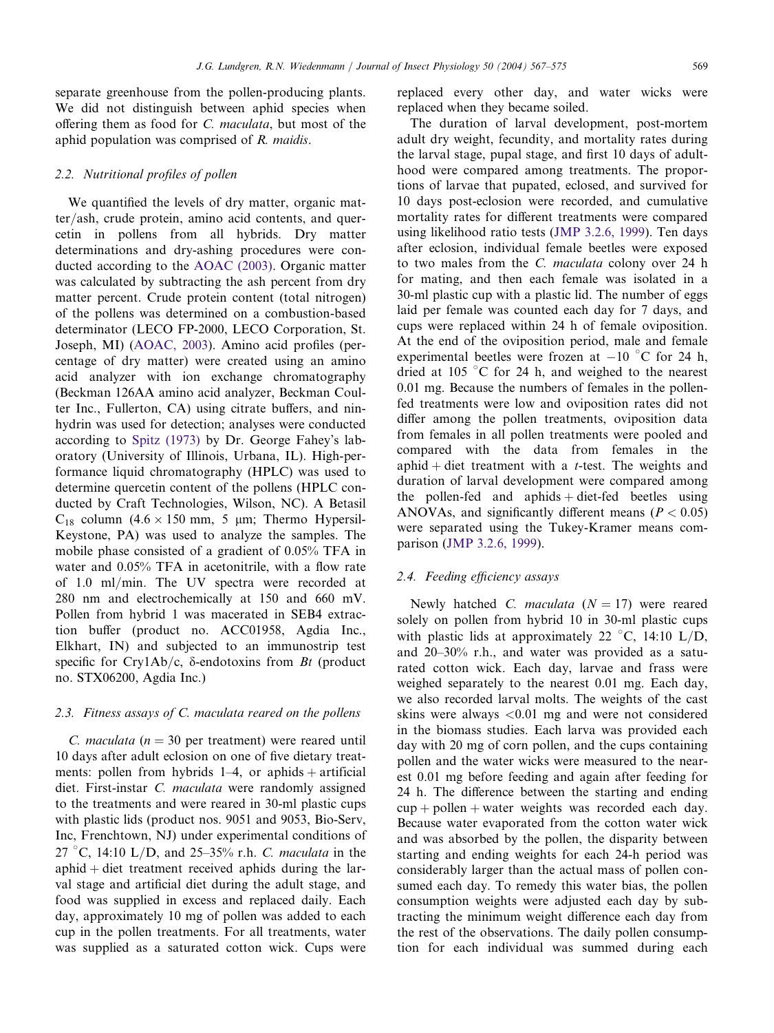separate greenhouse from the pollen-producing plants. We did not distinguish between aphid species when offering them as food for *C. maculata*, but most of the aphid population was comprised of *R. maidis*.

### 2.2. Nutritional profiles of pollen

We quantified the levels of dry matter, organic matter/ash, crude protein, amino acid contents, and quercetin in pollens from all hybrids. Dry matter determinations and dry-ashing procedures were conducted according to the AOAC (2003). Organic matter was calculated by subtracting the ash percent from dry matter percent. Crude protein content (total nitrogen) of the pollens was determined on a combustion-based determinator (LECO FP-2000, LECO Corporation, St. Joseph, MI) (AOAC, 2003). Amino acid profiles (percentage of dry matter) were created using an amino acid analyzer with ion exchange chromatography (Beckman 126AA amino acid analyzer, Beckman Coulter Inc., Fullerton, CA) using citrate buffers, and ninhydrin was used for detection; analyses were conducted according to Spitz (1973) by Dr. George Fahey's laboratory (University of Illinois, Urbana, IL). High-performance liquid chromatography (HPLC) was used to determine quercetin content of the pollens (HPLC conducted by Craft Technologies, Wilson, NC). A Betasil $C_{18}$ column ($4.6 \times 150$ mm, 5 μm; Thermo Hypersil-Keystone, PA) was used to analyze the samples. The mobile phase consisted of a gradient of 0.05% TFA in water and 0.05% TFA in acetonitrile, with a flow rate of 1.0 ml/min. The UV spectra were recorded at 280 nm and electrochemically at 150 and 660 mV. Pollen from hybrid 1 was macerated in SEB4 extraction buffer (product no. ACC01958, Agdia Inc., Elkhart, IN) and subjected to an immunostrip test specific for Cry1Ab/c, δ-endotoxins from *Bt* (product no. STX06200, Agdia Inc.)

### 2.3. Fitness assays of C. maculata reared on the pollens

*C. maculata* ($n = 30$ per treatment) were reared until 10 days after adult eclosion on one of five dietary treatments: pollen from hybrids 1–4, or aphids + artificial diet. First-instar *C. maculata* were randomly assigned to the treatments and were reared in 30-ml plastic cups with plastic lids (product nos. 9051 and 9053, Bio-Serv, Inc, Frenchtown, NJ) under experimental conditions of 27 °C, 14:10 L/D, and 25–35% r.h. *C. maculata* in the aphid + diet treatment received aphids during the larval stage and artificial diet during the adult stage, and food was supplied in excess and replaced daily. Each day, approximately 10 mg of pollen was added to each cup in the pollen treatments. For all treatments, water was supplied as a saturated cotton wick. Cups were replaced every other day, and water wicks were replaced when they became soiled.

The duration of larval development, post-mortem adult dry weight, fecundity, and mortality rates during the larval stage, pupal stage, and first 10 days of adulthood were compared among treatments. The proportions of larvae that pupated, eclosed, and survived for 10 days post-eclosion were recorded, and cumulative mortality rates for different treatments were compared using likelihood ratio tests (JMP 3.2.6, 1999). Ten days after eclosion, individual female beetles were exposed to two males from the *C. maculata* colony over 24 h for mating, and then each female was isolated in a 30-ml plastic cup with a plastic lid. The number of eggs laid per female was counted each day for 7 days, and cups were replaced within 24 h of female oviposition. At the end of the oviposition period, male and female experimental beetles were frozen at −10 °C for 24 h, dried at 105 °C for 24 h, and weighed to the nearest 0.01 mg. Because the numbers of females in the pollen-fed treatments were low and oviposition rates did not differ among the pollen treatments, oviposition data from females in all pollen treatments were pooled and compared with the data from females in the aphid + diet treatment with a *t*-test. The weights and duration of larval development were compared among the pollen-fed and aphids + diet-fed beetles using ANOVAs, and significantly different means ($P < 0.05$) were separated using the Tukey-Kramer means comparison (JMP 3.2.6, 1999).

### 2.4. Feeding efficiency assays

Newly hatched *C. maculata* ($N = 17$) were reared solely on pollen from hybrid 10 in 30-ml plastic cups with plastic lids at approximately 22 °C, 14:10 L/D, and 20–30% r.h., and water was provided as a saturated cotton wick. Each day, larvae and frass were weighed separately to the nearest 0.01 mg. Each day, we also recorded larval molts. The weights of the cast skins were always <0.01 mg and were not considered in the biomass studies. Each larva was provided each day with 20 mg of corn pollen, and the cups containing pollen and the water wicks were measured to the nearest 0.01 mg before feeding and again after feeding for 24 h. The difference between the starting and ending cup + pollen + water weights was recorded each day. Because water evaporated from the cotton water wick and was absorbed by the pollen, the disparity between starting and ending weights for each 24-h period was considerably larger than the actual mass of pollen consumed each day. To remedy this water bias, the pollen consumption weights were adjusted each day by subtracting the minimum weight difference each day from the rest of the observations. The daily pollen consumption for each individual was summed during each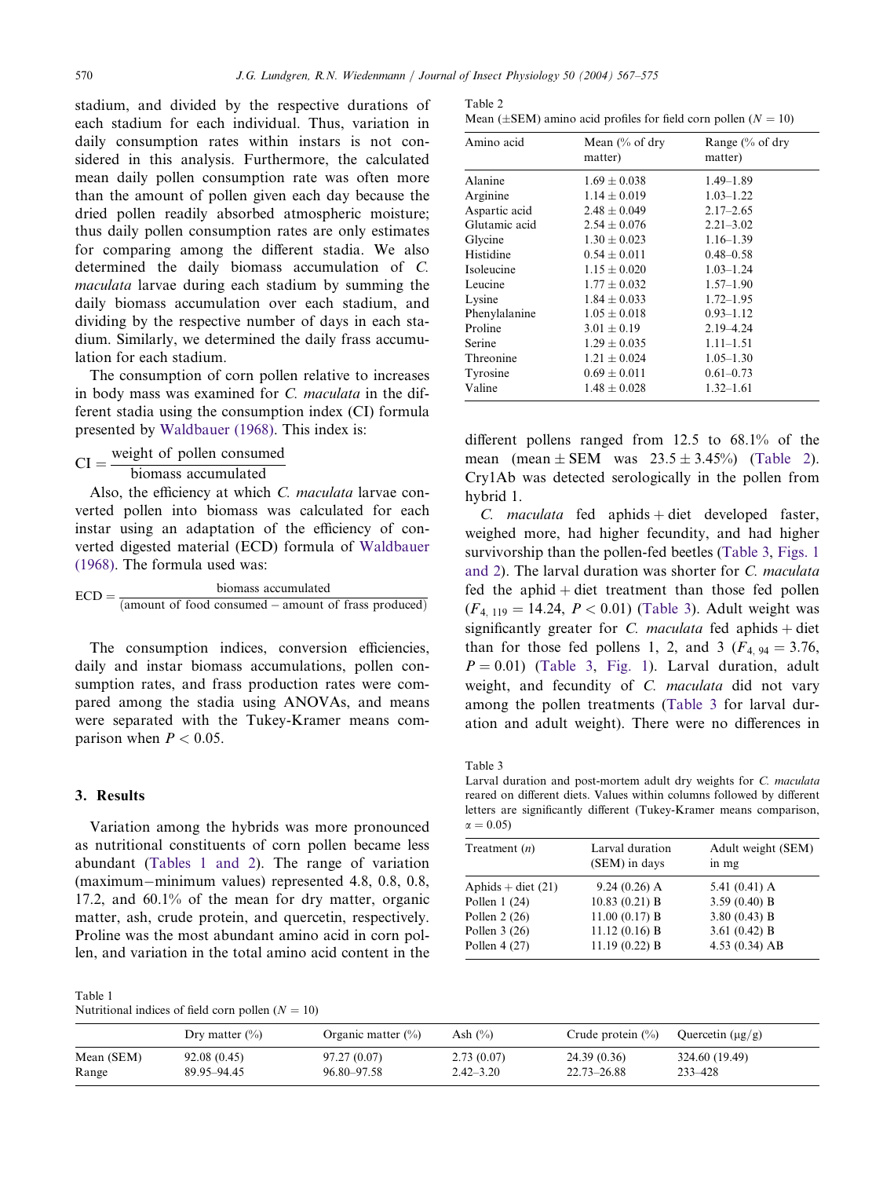stadium, and divided by the respective durations of each stadium for each individual. Thus, variation in daily consumption rates within instars is not considered in this analysis. Furthermore, the calculated mean daily pollen consumption rate was often more than the amount of pollen given each day because the dried pollen readily absorbed atmospheric moisture; thus daily pollen consumption rates are only estimates for comparing among the different stadia. We also determined the daily biomass accumulation of *C. maculata* larvae during each stadium by summing the daily biomass accumulation over each stadium, and dividing by the respective number of days in each stadium. Similarly, we determined the daily frass accumulation for each stadium.

The consumption of corn pollen relative to increases in body mass was examined for *C. maculata* in the different stadia using the consumption index (CI) formula presented by Waldbauer (1968). This index is:

$$\mathrm{CI} = \frac{\text{weight of pollen consumed}}{\text{biomass accumulated}}$$

Also, the efficiency at which *C. maculata* larvae converted pollen into biomass was calculated for each instar using an adaptation of the efficiency of converted digested material (ECD) formula of Waldbauer (1968). The formula used was:

$$\mathrm{ECD} = \frac{\text{biomass accumulated}}{(\text{amount of food consumed} - \text{amount of frass produced})}$$

The consumption indices, conversion efficiencies, daily and instar biomass accumulations, pollen consumption rates, and frass production rates were compared among the stadia using ANOVAs, and means were separated with the Tukey-Kramer means comparison when $P < 0.05$.

## 3. Results

Variation among the hybrids was more pronounced as nutritional constituents of corn pollen became less abundant (Tables 1 and 2). The range of variation (maximum−minimum values) represented 4.8, 0.8, 0.8, 17.2, and 60.1% of the mean for dry matter, organic matter, ash, crude protein, and quercetin, respectively. Proline was the most abundant amino acid in corn pollen, and variation in the total amino acid content in the different pollens ranged from 12.5 to 68.1% of the mean (mean ± SEM was 23.5 ± 3.45%) (Table 2). Cry1Ab was detected serologically in the pollen from hybrid 1.

*C. maculata* fed aphids + diet developed faster, weighed more, had higher fecundity, and had higher survivorship than the pollen-fed beetles (Table 3, Figs. 1 and 2). The larval duration was shorter for *C. maculata* fed the aphid + diet treatment than those fed pollen ($F_{4,\,119} = 14.24$, $P < 0.01$) (Table 3). Adult weight was significantly greater for *C. maculata* fed aphids + diet than for those fed pollens 1, 2, and 3 ($F_{4,\,94} = 3.76$, $P = 0.01$) (Table 3, Fig. 1). Larval duration, adult weight, and fecundity of *C. maculata* did not vary among the pollen treatments (Table 3 for larval duration and adult weight). There were no differences in

Table 1
Nutritional indices of field corn pollen ($N = 10$)

| | Dry matter (%) | Organic matter (%) | Ash (%) | Crude protein (%) | Quercetin (μg/g) |
|---|---|---|---|---|---|
| Mean (SEM) | 92.08 (0.45) | 97.27 (0.07) | 2.73 (0.07) | 24.39 (0.36) | 324.60 (19.49) |
| Range | 89.95–94.45 | 96.80–97.58 | 2.42–3.20 | 22.73–26.88 | 233–428 |

Table 2
Mean (±SEM) amino acid profiles for field corn pollen ($N = 10$)

| Amino acid | Mean (% of dry matter) | Range (% of dry matter) |
|---|---|---|
| Alanine | 1.69 ± 0.038 | 1.49–1.89 |
| Arginine | 1.14 ± 0.019 | 1.03–1.22 |
| Aspartic acid | 2.48 ± 0.049 | 2.17–2.65 |
| Glutamic acid | 2.54 ± 0.076 | 2.21–3.02 |
| Glycine | 1.30 ± 0.023 | 1.16–1.39 |
| Histidine | 0.54 ± 0.011 | 0.48–0.58 |
| Isoleucine | 1.15 ± 0.020 | 1.03–1.24 |
| Leucine | 1.77 ± 0.032 | 1.57–1.90 |
| Lysine | 1.84 ± 0.033 | 1.72–1.95 |
| Phenylalanine | 1.05 ± 0.018 | 0.93–1.12 |
| Proline | 3.01 ± 0.19 | 2.19–4.24 |
| Serine | 1.29 ± 0.035 | 1.11–1.51 |
| Threonine | 1.21 ± 0.024 | 1.05–1.30 |
| Tyrosine | 0.69 ± 0.011 | 0.61–0.73 |
| Valine | 1.48 ± 0.028 | 1.32–1.61 |

Table 3
Larval duration and post-mortem adult dry weights for *C. maculata* reared on different diets. Values within columns followed by different letters are significantly different (Tukey-Kramer means comparison, $\alpha = 0.05$)

| Treatment ($n$) | Larval duration (SEM) in days | Adult weight (SEM) in mg |
|---|---|---|
| Aphids + diet (21) | 9.24 (0.26) A | 5.41 (0.41) A |
| Pollen 1 (24) | 10.83 (0.21) B | 3.59 (0.40) B |
| Pollen 2 (26) | 11.00 (0.17) B | 3.80 (0.43) B |
| Pollen 3 (26) | 11.12 (0.16) B | 3.61 (0.42) B |
| Pollen 4 (27) | 11.19 (0.22) B | 4.53 (0.34) AB |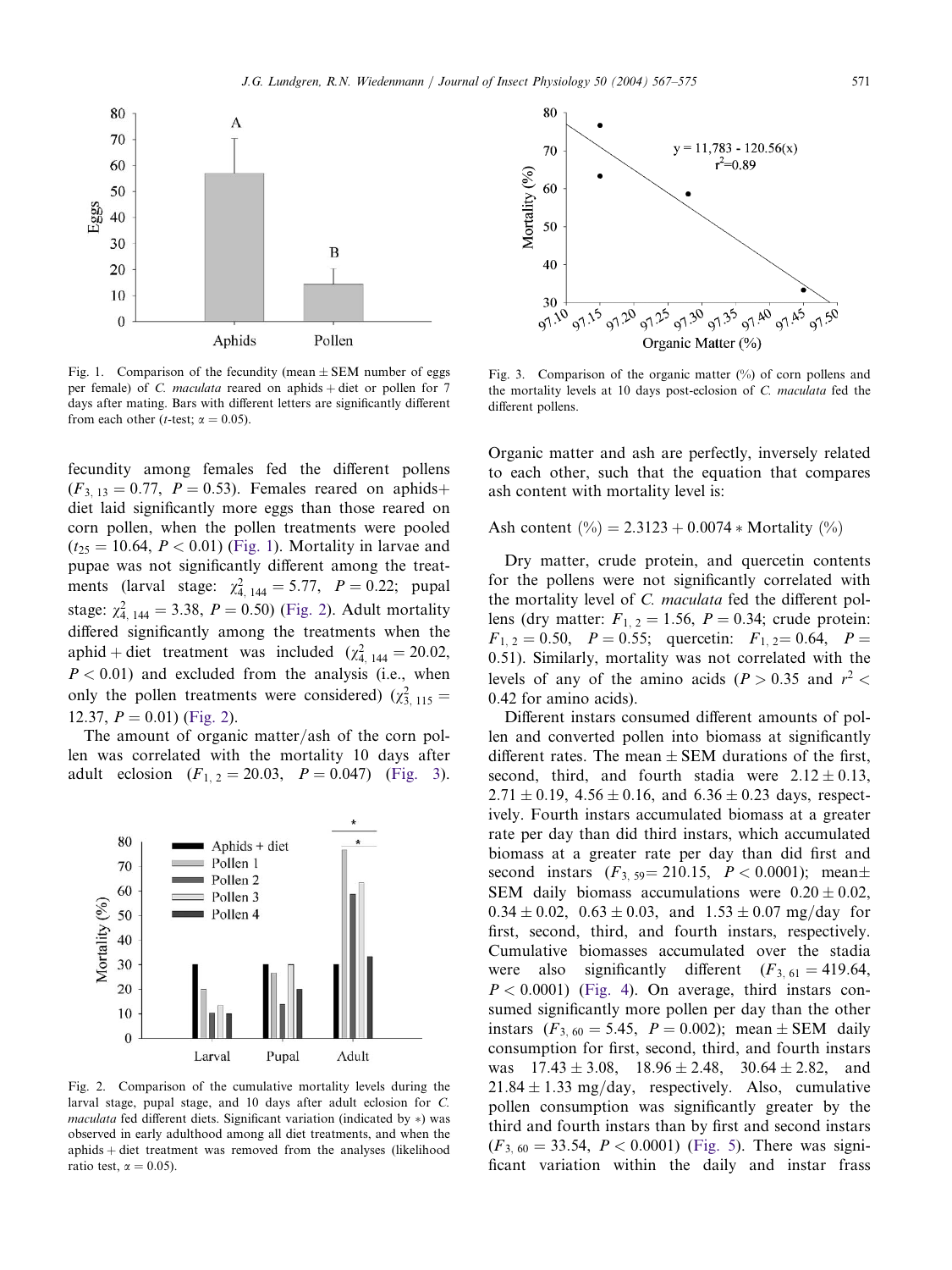Fig. 1. Comparison of the fecundity (mean ± SEM number of eggs per female) of *C. maculata* reared on aphids + diet or pollen for 7 days after mating. Bars with different letters are significantly different from each other (*t*-test; $\alpha = 0.05$).

Fig. 3. Comparison of the organic matter (%) of corn pollens and the mortality levels at 10 days post-eclosion of *C. maculata* fed the different pollens.

fecundity among females fed the different pollens ($F_{3,13} = 0.77$, $P = 0.53$). Females reared on aphids+ diet laid significantly more eggs than those reared on corn pollen, when the pollen treatments were pooled ($t_{25} = 10.64$, $P < 0.01$) (Fig. 1). Mortality in larvae and pupae was not significantly different among the treatments (larval stage: $\chi^2_{4,144} = 5.77$, $P = 0.22$; pupal stage: $\chi^2_{4,144} = 3.38$, $P = 0.50$) (Fig. 2). Adult mortality differed significantly among the treatments when the aphid + diet treatment was included ($\chi^2_{4,144} = 20.02$, $P < 0.01$) and excluded from the analysis (i.e., when only the pollen treatments were considered) ($\chi^2_{3,115} = 12.37$, $P = 0.01$) (Fig. 2).

The amount of organic matter/ash of the corn pollen was correlated with the mortality 10 days after adult eclosion ($F_{1,2} = 20.03$, $P = 0.047$) (Fig. 3).

Fig. 2. Comparison of the cumulative mortality levels during the larval stage, pupal stage, and 10 days after adult eclosion for *C. maculata* fed five different diets. Significant variation (indicated by *) was observed in early adulthood among all diet treatments, and when the aphids + diet treatment was removed from the analyses (likelihood ratio test, $\alpha = 0.05$).

Organic matter and ash are perfectly, inversely related to each other, such that the equation that compares ash content with mortality level is:

$$\text{Ash content (\%)} = 2.3123 + 0.0074 * \text{Mortality (\%)}$$

Dry matter, crude protein, and quercetin contents for the pollens were not significantly correlated with the mortality level of *C. maculata* fed the different pollens (dry matter: $F_{1,2} = 1.56$, $P = 0.34$; crude protein: $F_{1,2} = 0.50$, $P = 0.55$; quercetin: $F_{1,2} = 0.64$, $P = 0.51$). Similarly, mortality was not correlated with the levels of any of the amino acids ($P > 0.35$ and $r^2 < 0.42$ for amino acids).

Different instars consumed different amounts of pollen and converted pollen into biomass at significantly different rates. The mean ± SEM durations of the first, second, third, and fourth stadia were $2.12 \pm 0.13$, $2.71 \pm 0.19$, $4.56 \pm 0.16$, and $6.36 \pm 0.23$ days, respectively. Fourth instars accumulated biomass at a greater rate per day than did third instars, which accumulated biomass at a greater rate per day than did first and second instars ($F_{3,59} = 210.15$, $P < 0.0001$); mean± SEM daily biomass accumulations were $0.20 \pm 0.02$, $0.34 \pm 0.02$, $0.63 \pm 0.03$, and $1.53 \pm 0.07$ mg/day for first, second, third, and fourth instars, respectively. Cumulative biomasses accumulated over the stadia were also significantly different ($F_{3,61} = 419.64$, $P < 0.0001$) (Fig. 4). On average, third instars consumed significantly more pollen per day than the other instars ($F_{3,60} = 5.45$, $P = 0.002$); mean ± SEM daily consumption for first, second, third, and fourth instars was $17.43 \pm 3.08$, $18.96 \pm 2.48$, $30.64 \pm 2.82$, and $21.84 \pm 1.33$ mg/day, respectively. Also, cumulative pollen consumption was significantly greater by the third and fourth instars than by first and second instars ($F_{3,60} = 33.54$, $P < 0.0001$) (Fig. 5). There was significant variation within the daily and instar frass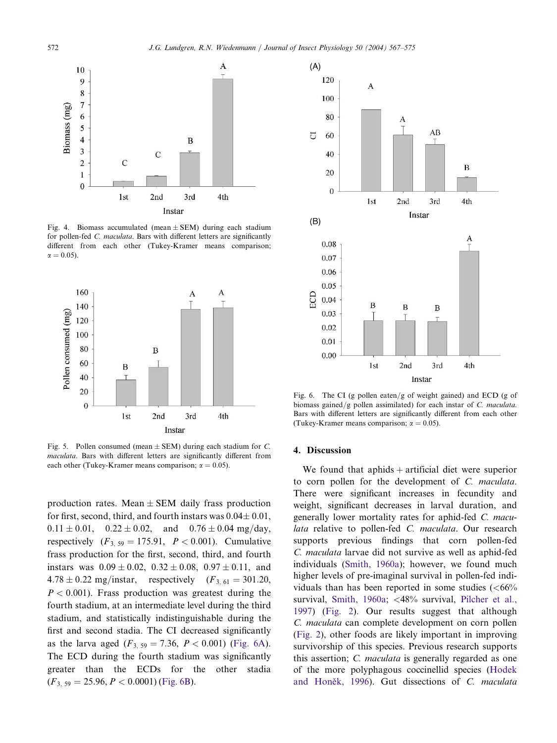Fig. 4. Biomass accumulated (mean ± SEM) during each stadium for pollen-fed *C. maculata*. Bars with different letters are significantly different from each other (Tukey-Kramer means comparison; $\alpha = 0.05$).

Fig. 5. Pollen consumed (mean ± SEM) during each stadium for *C. maculata*. Bars with different letters are significantly different from each other (Tukey-Kramer means comparison; $\alpha = 0.05$).

production rates. Mean ± SEM daily frass production for first, second, third, and fourth instars was $0.04 \pm 0.01$, $0.11 \pm 0.01$, $0.22 \pm 0.02$, and $0.76 \pm 0.04$ mg/day, respectively ($F_{3,59} = 175.91$, $P < 0.001$). Cumulative frass production for the first, second, third, and fourth instars was $0.09 \pm 0.02$, $0.32 \pm 0.08$, $0.97 \pm 0.11$, and $4.78 \pm 0.22$ mg/instar, respectively ($F_{3,61} = 301.20$, $P < 0.001$). Frass production was greatest during the fourth stadium, at an intermediate level during the third stadium, and statistically indistinguishable during the first and second stadia. The CI decreased significantly as the larva aged ($F_{3,59} = 7.36$, $P < 0.001$) (Fig. 6A). The ECD during the fourth stadium was significantly greater than the ECDs for the other stadia ($F_{3,59} = 25.96$, $P < 0.0001$) (Fig. 6B).

Fig. 6. The CI (g pollen eaten/g of weight gained) and ECD (g of biomass gained/g pollen assimilated) for each instar of *C. maculata*. Bars with different letters are significantly different from each other (Tukey-Kramer means comparison; $\alpha = 0.05$).

## 4. Discussion

We found that aphids + artificial diet were superior to corn pollen for the development of *C. maculata*. There were significant increases in fecundity and weight, significant decreases in larval duration, and generally lower mortality rates for aphid-fed *C. maculata* relative to pollen-fed *C. maculata*. Our research supports previous findings that corn pollen-fed *C. maculata* larvae did not survive as well as aphid-fed individuals (Smith, 1960a); however, we found much higher levels of pre-imaginal survival in pollen-fed individuals than has been reported in some studies (<66% survival, Smith, 1960a; <48% survival, Pilcher et al., 1997) (Fig. 2). Our results suggest that although *C. maculata* can complete development on corn pollen (Fig. 2), other foods are likely important in improving survivorship of this species. Previous research supports this assertion; *C. maculata* is generally regarded as one of the more polyphagous coccinellid species (Hodek and Honěk, 1996). Gut dissections of *C. maculata*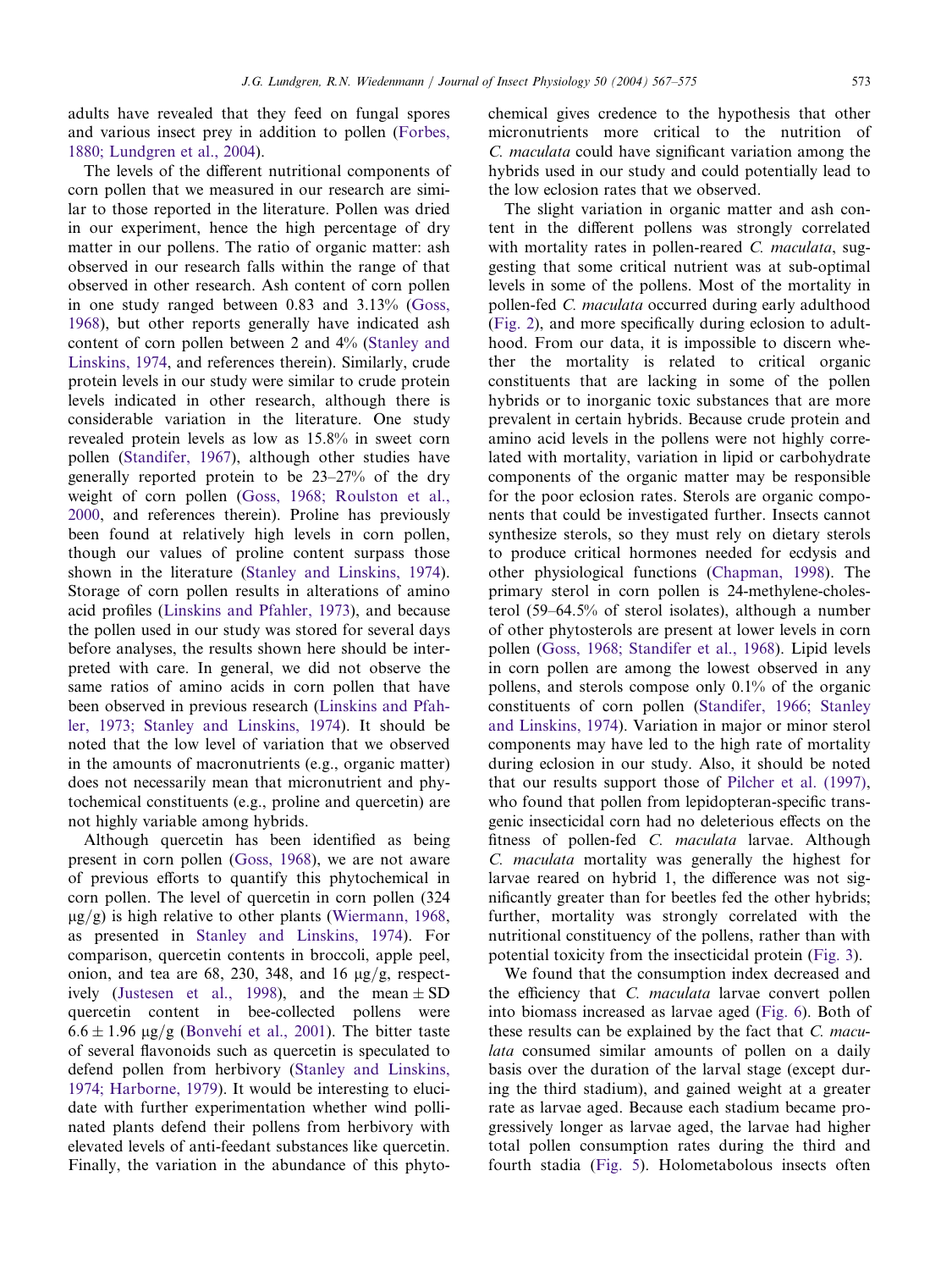adults have revealed that they feed on fungal spores and various insect prey in addition to pollen (Forbes, 1880; Lundgren et al., 2004).

The levels of the different nutritional components of corn pollen that we measured in our research are similar to those reported in the literature. Pollen was dried in our experiment, hence the high percentage of dry matter in our pollens. The ratio of organic matter: ash observed in our research falls within the range of that observed in other research. Ash content of corn pollen in one study ranged between 0.83 and 3.13% (Goss, 1968), but other reports generally have indicated ash content of corn pollen between 2 and 4% (Stanley and Linskins, 1974, and references therein). Similarly, crude protein levels in our study were similar to crude protein levels indicated in other research, although there is considerable variation in the literature. One study revealed protein levels as low as 15.8% in sweet corn pollen (Standifer, 1967), although other studies have generally reported protein to be 23–27% of the dry weight of corn pollen (Goss, 1968; Roulston et al., 2000, and references therein). Proline has previously been found at relatively high levels in corn pollen, though our values of proline content surpass those shown in the literature (Stanley and Linskins, 1974). Storage of corn pollen results in alterations of amino acid profiles (Linskins and Pfahler, 1973), and because the pollen used in our study was stored for several days before analyses, the results shown here should be interpreted with care. In general, we did not observe the same ratios of amino acids in corn pollen that have been observed in previous research (Linskins and Pfahler, 1973; Stanley and Linskins, 1974). It should be noted that the low level of variation that we observed in the amounts of macronutrients (e.g., organic matter) does not necessarily mean that micronutrient and phytochemical constituents (e.g., proline and quercetin) are not highly variable among hybrids.

Although quercetin has been identified as being present in corn pollen (Goss, 1968), we are not aware of previous efforts to quantify this phytochemical in corn pollen. The level of quercetin in corn pollen (324 μg/g) is high relative to other plants (Wiermann, 1968, as presented in Stanley and Linskins, 1974). For comparison, quercetin contents in broccoli, apple peel, onion, and tea are 68, 230, 348, and 16 μg/g, respectively (Justesen et al., 1998), and the mean $\pm$ SD quercetin content in bee-collected pollens were $6.6 \pm 1.96$ μg/g (Bonvehí et al., 2001). The bitter taste of several flavonoids such as quercetin is speculated to defend pollen from herbivory (Stanley and Linskins, 1974; Harborne, 1979). It would be interesting to elucidate with further experimentation whether wind pollinated plants defend their pollens from herbivory with elevated levels of anti-feedant substances like quercetin. Finally, the variation in the abundance of this phytochemical gives credence to the hypothesis that other micronutrients more critical to the nutrition of *C. maculata* could have significant variation among the hybrids used in our study and could potentially lead to the low eclosion rates that we observed.

The slight variation in organic matter and ash content in the different pollens was strongly correlated with mortality rates in pollen-reared *C. maculata*, suggesting that some critical nutrient was at sub-optimal levels in some of the pollens. Most of the mortality in pollen-fed *C. maculata* occurred during early adulthood (Fig. 2), and more specifically during eclosion to adulthood. From our data, it is impossible to discern whether the mortality is related to critical organic constituents that are lacking in some of the pollen hybrids or to inorganic toxic substances that are more prevalent in certain hybrids. Because crude protein and amino acid levels in the pollens were not highly correlated with mortality, variation in lipid or carbohydrate components of the organic matter may be responsible for the poor eclosion rates. Sterols are organic components that could be investigated further. Insects cannot synthesize sterols, so they must rely on dietary sterols to produce critical hormones needed for ecdysis and other physiological functions (Chapman, 1998). The primary sterol in corn pollen is 24-methylene-cholesterol (59–64.5% of sterol isolates), although a number of other phytosterols are present at lower levels in corn pollen (Goss, 1968; Standifer et al., 1968). Lipid levels in corn pollen are among the lowest observed in any pollens, and sterols compose only 0.1% of the organic constituents of corn pollen (Standifer, 1966; Stanley and Linskins, 1974). Variation in major or minor sterol components may have led to the high rate of mortality during eclosion in our study. Also, it should be noted that our results support those of Pilcher et al. (1997), who found that pollen from lepidopteran-specific transgenic insecticidal corn had no deleterious effects on the fitness of pollen-fed *C. maculata* larvae. Although *C. maculata* mortality was generally the highest for larvae reared on hybrid 1, the difference was not significantly greater than for beetles fed the other hybrids; further, mortality was strongly correlated with the nutritional constituency of the pollens, rather than with potential toxicity from the insecticidal protein (Fig. 3).

We found that the consumption index decreased and the efficiency that *C. maculata* larvae convert pollen into biomass increased as larvae aged (Fig. 6). Both of these results can be explained by the fact that *C. maculata* consumed similar amounts of pollen on a daily basis over the duration of the larval stage (except during the third stadium), and gained weight at a greater rate as larvae aged. Because each stadium became progressively longer as larvae aged, the larvae had higher total pollen consumption rates during the third and fourth stadia (Fig. 5). Holometabolous insects often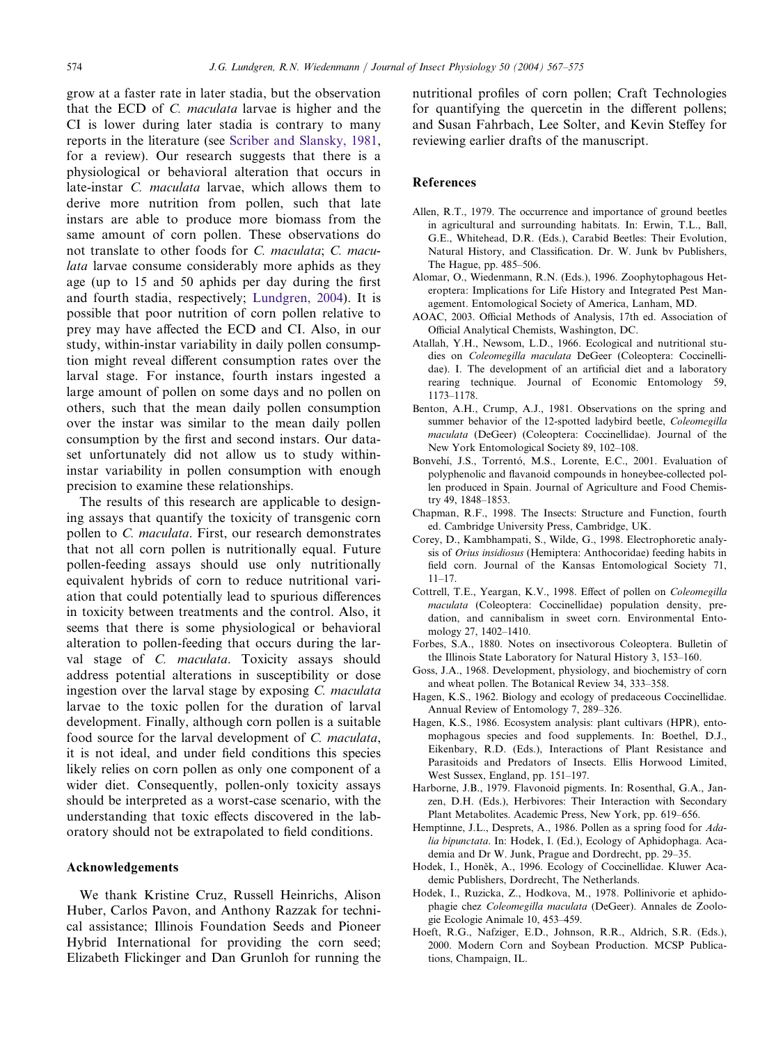grow at a faster rate in later stadia, but the observation that the ECD of *C. maculata* larvae is higher and the CI is lower during later stadia is contrary to many reports in the literature (see Scriber and Slansky, 1981, for a review). Our research suggests that there is a physiological or behavioral alteration that occurs in late-instar *C. maculata* larvae, which allows them to derive more nutrition from pollen, such that late instars are able to produce more biomass from the same amount of corn pollen. These observations do not translate to other foods for *C. maculata*; *C. maculata* larvae consume considerably more aphids as they age (up to 15 and 50 aphids per day during the first and fourth stadia, respectively; Lundgren, 2004). It is possible that poor nutrition of corn pollen relative to prey may have affected the ECD and CI. Also, in our study, within-instar variability in daily pollen consumption might reveal different consumption rates over the larval stage. For instance, fourth instars ingested a large amount of pollen on some days and no pollen on others, such that the mean daily pollen consumption over the instar was similar to the mean daily pollen consumption by the first and second instars. Our dataset unfortunately did not allow us to study within-instar variability in pollen consumption with enough precision to examine these relationships.

The results of this research are applicable to designing assays that quantify the toxicity of transgenic corn pollen to *C. maculata*. First, our research demonstrates that not all corn pollen is nutritionally equal. Future pollen-feeding assays should use only nutritionally equivalent hybrids of corn to reduce nutritional variation that could potentially lead to spurious differences in toxicity between treatments and the control. Also, it seems that there is some physiological or behavioral alteration to pollen-feeding that occurs during the larval stage of *C. maculata*. Toxicity assays should address potential alterations in susceptibility or dose ingestion over the larval stage by exposing *C. maculata* larvae to the toxic pollen for the duration of larval development. Finally, although corn pollen is a suitable food source for the larval development of *C. maculata*, it is not ideal, and under field conditions this species likely relies on corn pollen as only one component of a wider diet. Consequently, pollen-only toxicity assays should be interpreted as a worst-case scenario, with the understanding that toxic effects discovered in the laboratory should not be extrapolated to field conditions.

## Acknowledgements

We thank Kristine Cruz, Russell Heinrichs, Alison Huber, Carlos Pavon, and Anthony Razzak for technical assistance; Illinois Foundation Seeds and Pioneer Hybrid International for providing the corn seed; Elizabeth Flickinger and Dan Grunloh for running the nutritional profiles of corn pollen; Craft Technologies for quantifying the quercetin in the different pollens; and Susan Fahrbach, Lee Solter, and Kevin Steffey for reviewing earlier drafts of the manuscript.

## References

Allen, R.T., 1979. The occurrence and importance of ground beetles in agricultural and surrounding habitats. In: Erwin, T.L., Ball, G.E., Whitehead, D.R. (Eds.), Carabid Beetles: Their Evolution, Natural History, and Classification. Dr. W. Junk bv Publishers, The Hague, pp. 485–506.

Alomar, O., Wiedenmann, R.N. (Eds.), 1996. Zoophytophagous Heteroptera: Implications for Life History and Integrated Pest Management. Entomological Society of America, Lanham, MD.

AOAC, 2003. Official Methods of Analysis, 17th ed. Association of Official Analytical Chemists, Washington, DC.

Atallah, Y.H., Newsom, L.D., 1966. Ecological and nutritional studies on *Coleomegilla maculata* DeGeer (Coleoptera: Coccinellidae). I. The development of an artificial diet and a laboratory rearing technique. Journal of Economic Entomology 59, 1173–1178.

Benton, A.H., Crump, A.J., 1981. Observations on the spring and summer behavior of the 12-spotted ladybird beetle, *Coleomegilla maculata* (DeGeer) (Coleoptera: Coccinellidae). Journal of the New York Entomological Society 89, 102–108.

Bonvehí, J.S., Torrentó, M.S., Lorente, E.C., 2001. Evaluation of polyphenolic and flavanoid compounds in honeybee-collected pollen produced in Spain. Journal of Agriculture and Food Chemistry 49, 1848–1853.

Chapman, R.F., 1998. The Insects: Structure and Function, fourth ed. Cambridge University Press, Cambridge, UK.

Corey, D., Kambhampati, S., Wilde, G., 1998. Electrophoretic analysis of *Orius insidiosus* (Hemiptera: Anthocoridae) feeding habits in field corn. Journal of the Kansas Entomological Society 71, 11–17.

Cottrell, T.E., Yeargan, K.V., 1998. Effect of pollen on *Coleomegilla maculata* (Coleoptera: Coccinellidae) population density, predation, and cannibalism in sweet corn. Environmental Entomology 27, 1402–1410.

Forbes, S.A., 1880. Notes on insectivorous Coleoptera. Bulletin of the Illinois State Laboratory for Natural History 3, 153–160.

Goss, J.A., 1968. Development, physiology, and biochemistry of corn and wheat pollen. The Botanical Review 34, 333–358.

Hagen, K.S., 1962. Biology and ecology of predaceous Coccinellidae. Annual Review of Entomology 7, 289–326.

Hagen, K.S., 1986. Ecosystem analysis: plant cultivars (HPR), entomophagous species and food supplements. In: Boethel, D.J., Eikenbary, R.D. (Eds.), Interactions of Plant Resistance and Parasitoids and Predators of Insects. Ellis Horwood Limited, West Sussex, England, pp. 151–197.

Harborne, J.B., 1979. Flavonoid pigments. In: Rosenthal, G.A., Janzen, D.H. (Eds.), Herbivores: Their Interaction with Secondary Plant Metabolites. Academic Press, New York, pp. 619–656.

Hemptinne, J.L., Desprets, A., 1986. Pollen as a spring food for *Adalia bipunctata*. In: Hodek, I. (Ed.), Ecology of Aphidophaga. Academia and Dr W. Junk, Prague and Dordrecht, pp. 29–35.

Hodek, I., Honěk, A., 1996. Ecology of Coccinellidae. Kluwer Academic Publishers, Dordrecht, The Netherlands.

Hodek, I., Ruzicka, Z., Hodkova, M., 1978. Pollinivorie et aphidophagie chez *Coleomegilla maculata* (DeGeer). Annales de Zoologie Ecologie Animale 10, 453–459.

Hoeft, R.G., Nafziger, E.D., Johnson, R.R., Aldrich, S.R. (Eds.), 2000. Modern Corn and Soybean Production. MCSP Publications, Champaign, IL.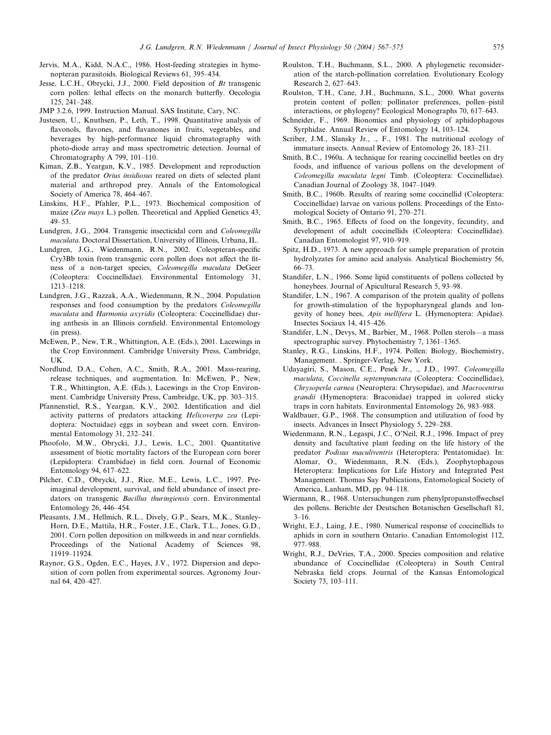Jervis, M.A., Kidd, N.A.C., 1986. Host-feeding strategies in hymenopteran parasitoids. Biological Reviews 61, 395–434.

Jesse, L.C.H., Obrycki, J.J., 2000. Field deposition of *Bt* transgenic corn pollen: lethal effects on the monarch butterfly. Oecologia 125, 241–248.

JMP 3.2.6, 1999. Instruction Manual. SAS Institute, Cary, NC.

Justesen, U., Knuthsen, P., Leth, T., 1998. Quantitative analysis of flavonols, flavones, and flavanones in fruits, vegetables, and beverages by high-performance liquid chromatography with photo-diode array and mass spectrometric detection. Journal of Chromatography A 799, 101–110.

Kiman, Z.B., Yeargan, K.V., 1985. Development and reproduction of the predator *Orius insidiosus* reared on diets of selected plant material and arthropod prey. Annals of the Entomological Society of America 78, 464–467.

Linskins, H.F., Pfahler, P.L., 1973. Biochemical composition of maize (*Zea mays* L.) pollen. Theoretical and Applied Genetics 43, 49–53.

Lundgren, J.G., 2004. Transgenic insecticidal corn and *Coleomegilla maculata*. Doctoral Dissertation, University of Illinois, Urbana, IL.

Lundgren, J.G., Wiedenmann, R.N., 2002. Coleopteran-specific Cry3Bb toxin from transgenic corn pollen does not affect the fitness of a non-target species, *Coleomegilla maculata* DeGeer (Coleoptera: Coccinellidae). Environmental Entomology 31, 1213–1218.

Lundgren, J.G., Razzak, A.A., Wiedenmann, R.N., 2004. Population responses and food consumption by the predators *Coleomegilla maculata* and *Harmonia axyridis* (Coleoptera: Coccinellidae) during anthesis in an Illinois cornfield. Environmental Entomology (in press).

McEwen, P., New, T.R., Whittington, A.E. (Eds.), 2001. Lacewings in the Crop Environment. Cambridge University Press, Cambridge, UK.

Nordlund, D.A., Cohen, A.C., Smith, R.A., 2001. Mass-rearing, release techniques, and augmentation. In: McEwen, P., New, T.R., Whittington, A.E. (Eds.), Lacewings in the Crop Environment. Cambridge University Press, Cambridge, UK, pp. 303–315.

Pfannenstiel, R.S., Yeargan, K.V., 2002. Identification and diel activity patterns of predators attacking *Helicoverpa zea* (Lepidoptera: Noctuidae) eggs in soybean and sweet corn. Environmental Entomology 31, 232–241.

Phoofolo, M.W., Obrycki, J.J., Lewis, L.C., 2001. Quantitative assessment of biotic mortality factors of the European corn borer (Lepidoptera: Crambidae) in field corn. Journal of Economic Entomology 94, 617–622.

Pilcher, C.D., Obrycki, J.J., Rice, M.E., Lewis, L.C., 1997. Preimaginal development, survival, and field abundance of insect predators on transgenic *Bacillus thuringiensis* corn. Environmental Entomology 26, 446–454.

Pleasants, J.M., Hellmich, R.L., Dively, G.P., Sears, M.K., Stanley-Horn, D.E., Mattila, H.R., Foster, J.E., Clark, T.L., Jones, G.D., 2001. Corn pollen deposition on milkweeds in and near cornfields. Proceedings of the National Academy of Sciences 98, 11919–11924.

Raynor, G.S., Ogden, E.C., Hayes, J.V., 1972. Dispersion and deposition of corn pollen from experimental sources. Agronomy Journal 64, 420–427.

Roulston, T.H., Buchmann, S.L., 2000. A phylogenetic reconsideration of the starch-pollination correlation. Evolutionary Ecology Research 2, 627–643.

Roulston, T.H., Cane, J.H., Buchmann, S.L., 2000. What governs protein content of pollen: pollinator preferences, pollen–pistil interactions, or phylogeny? Ecological Monographs 70, 617–643.

Schneider, F., 1969. Bionomics and physiology of aphidophagous Syrphidae. Annual Review of Entomology 14, 103–124.

Scriber, J.M., Slansky Jr., ., F., 1981. The nutritional ecology of immature insects. Annual Review of Entomology 26, 183–211.

Smith, B.C., 1960a. A technique for rearing coccinellid beetles on dry foods, and influence of various pollens on the development of *Coleomegilla maculata legni* Timb. (Coleoptera: Coccinellidae). Canadian Journal of Zoology 38, 1047–1049.

Smith, B.C., 1960b. Results of rearing some coccinellid (Coleoptera: Coccinellidae) larvae on various pollens. Proceedings of the Entomological Society of Ontario 91, 270–271.

Smith, B.C., 1965. Effects of food on the longevity, fecundity, and development of adult coccinellids (Coleoptera: Coccinellidae). Canadian Entomologist 97, 910–919.

Spitz, H.D., 1973. A new approach for sample preparation of protein hydrolyzates for amino acid analysis. Analytical Biochemistry 56, 66–73.

Standifer, L.N., 1966. Some lipid constituents of pollens collected by honeybees. Journal of Apicultural Research 5, 93–98.

Standifer, L.N., 1967. A comparison of the protein quality of pollens for growth-stimulation of the hypopharyngeal glands and longevity of honey bees, *Apis mellifera* L. (Hymenoptera: Apidae). Insectes Sociaux 14, 415–426.

Standifer, L.N., Devys, M., Barbier, M., 1968. Pollen sterols—a mass spectrographic survey. Phytochemistry 7, 1361–1365.

Stanley, R.G., Linskins, H.F., 1974. Pollen: Biology, Biochemistry, Management. . Springer-Verlag, New York.

Udayagiri, S., Mason, C.E., Pesek Jr., ., J.D., 1997. *Coleomegilla maculata*, *Coccinella septempunctata* (Coleoptera: Coccinellidae), *Chrysoperla carnea* (Neuroptera: Chrysopidae), and *Macrocentrus grandii* (Hymenoptera: Braconidae) trapped in colored sticky traps in corn habitats. Environmental Entomology 26, 983–988.

Waldbauer, G.P., 1968. The consumption and utilization of food by insects. Advances in Insect Physiology 5, 229–288.

Wiedenmann, R.N., Legaspi, J.C., O'Neil, R.J., 1996. Impact of prey density and facultative plant feeding on the life history of the predator *Podisus maculiventris* (Heteroptera: Pentatomidae). In: Alomar, O., Wiedenmann, R.N. (Eds.), Zoophytophagous Heteroptera: Implications for Life History and Integrated Pest Management. Thomas Say Publications, Entomological Society of America, Lanham, MD, pp. 94–118.

Wiermann, R., 1968. Untersuchungen zum phenylpropanstoffwechsel des pollens. Berichte der Deutschen Botanischen Gesellschaft 81, 3–16.

Wright, E.J., Laing, J.E., 1980. Numerical response of coccinellids to aphids in corn in southern Ontario. Canadian Entomologist 112, 977–988.

Wright, R.J., DeVries, T.A., 2000. Species composition and relative abundance of Coccinellidae (Coleoptera) in South Central Nebraska field crops. Journal of the Kansas Entomological Society 73, 103–111.